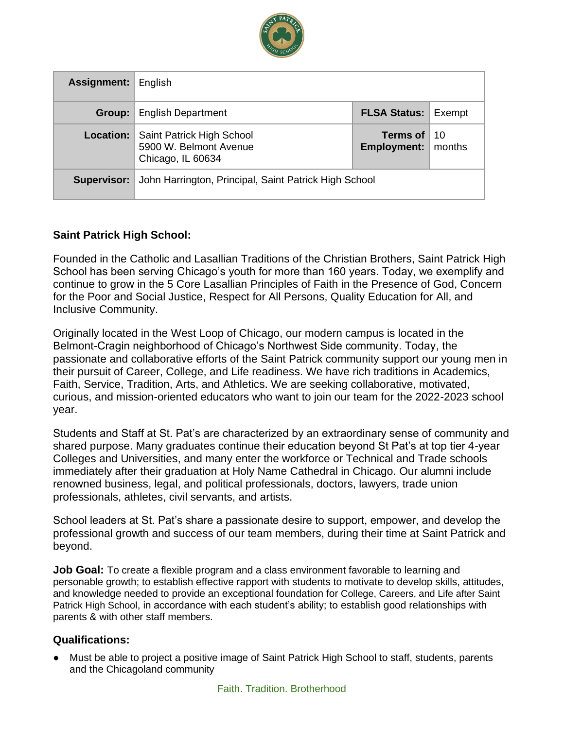| | | | |
|---|---|---|---|
| **Assignment:** | English | | |
| **Group:** | English Department | **FLSA Status:** | Exempt |
| **Location:** | Saint Patrick High School<br>5900 W. Belmont Avenue<br>Chicago, IL 60634 | **Terms of Employment:** | 10 months |
| **Supervisor:** | John Harrington, Principal, Saint Patrick High School | | |

**Saint Patrick High School:**

Founded in the Catholic and Lasallian Traditions of the Christian Brothers, Saint Patrick High School has been serving Chicago's youth for more than 160 years. Today, we exemplify and continue to grow in the 5 Core Lasallian Principles of Faith in the Presence of God, Concern for the Poor and Social Justice, Respect for All Persons, Quality Education for All, and Inclusive Community.

Originally located in the West Loop of Chicago, our modern campus is located in the Belmont-Cragin neighborhood of Chicago's Northwest Side community. Today, the passionate and collaborative efforts of the Saint Patrick community support our young men in their pursuit of Career, College, and Life readiness. We have rich traditions in Academics, Faith, Service, Tradition, Arts, and Athletics. We are seeking collaborative, motivated, curious, and mission-oriented educators who want to join our team for the 2022-2023 school year.

Students and Staff at St. Pat's are characterized by an extraordinary sense of community and shared purpose. Many graduates continue their education beyond St Pat's at top tier 4-year Colleges and Universities, and many enter the workforce or Technical and Trade schools immediately after their graduation at Holy Name Cathedral in Chicago. Our alumni include renowned business, legal, and political professionals, doctors, lawyers, trade union professionals, athletes, civil servants, and artists.

School leaders at St. Pat's share a passionate desire to support, empower, and develop the professional growth and success of our team members, during their time at Saint Patrick and beyond.

**Job Goal:** To create a flexible program and a class environment favorable to learning and personable growth; to establish effective rapport with students to motivate to develop skills, attitudes, and knowledge needed to provide an exceptional foundation for College, Careers, and Life after Saint Patrick High School, in accordance with each student's ability; to establish good relationships with parents & with other staff members.

## Qualifications:

- Must be able to project a positive image of Saint Patrick High School to staff, students, parents and the Chicagoland community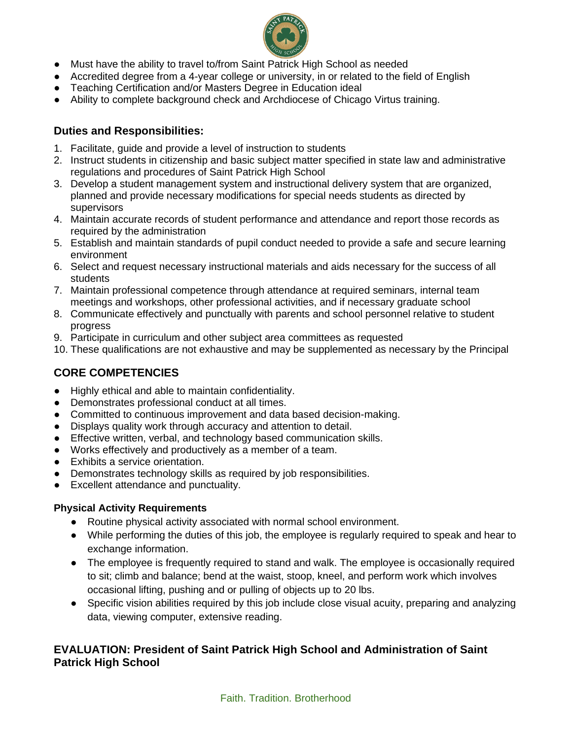- Must have the ability to travel to/from Saint Patrick High School as needed
- Accredited degree from a 4-year college or university, in or related to the field of English
- Teaching Certification and/or Masters Degree in Education ideal
- Ability to complete background check and Archdiocese of Chicago Virtus training.

### Duties and Responsibilities:

1. Facilitate, guide and provide a level of instruction to students
2. Instruct students in citizenship and basic subject matter specified in state law and administrative regulations and procedures of Saint Patrick High School
3. Develop a student management system and instructional delivery system that are organized, planned and provide necessary modifications for special needs students as directed by supervisors
4. Maintain accurate records of student performance and attendance and report those records as required by the administration
5. Establish and maintain standards of pupil conduct needed to provide a safe and secure learning environment
6. Select and request necessary instructional materials and aids necessary for the success of all students
7. Maintain professional competence through attendance at required seminars, internal team meetings and workshops, other professional activities, and if necessary graduate school
8. Communicate effectively and punctually with parents and school personnel relative to student progress
9. Participate in curriculum and other subject area committees as requested
10. These qualifications are not exhaustive and may be supplemented as necessary by the Principal

## CORE COMPETENCIES

- Highly ethical and able to maintain confidentiality.
- Demonstrates professional conduct at all times.
- Committed to continuous improvement and data based decision-making.
- Displays quality work through accuracy and attention to detail.
- Effective written, verbal, and technology based communication skills.
- Works effectively and productively as a member of a team.
- Exhibits a service orientation.
- Demonstrates technology skills as required by job responsibilities.
- Excellent attendance and punctuality.

#### Physical Activity Requirements

- Routine physical activity associated with normal school environment.
- While performing the duties of this job, the employee is regularly required to speak and hear to exchange information.
- The employee is frequently required to stand and walk. The employee is occasionally required to sit; climb and balance; bend at the waist, stoop, kneel, and perform work which involves occasional lifting, pushing and or pulling of objects up to 20 lbs.
- Specific vision abilities required by this job include close visual acuity, preparing and analyzing data, viewing computer, extensive reading.

### EVALUATION: President of Saint Patrick High School and Administration of Saint Patrick High School

Faith. Tradition. Brotherhood